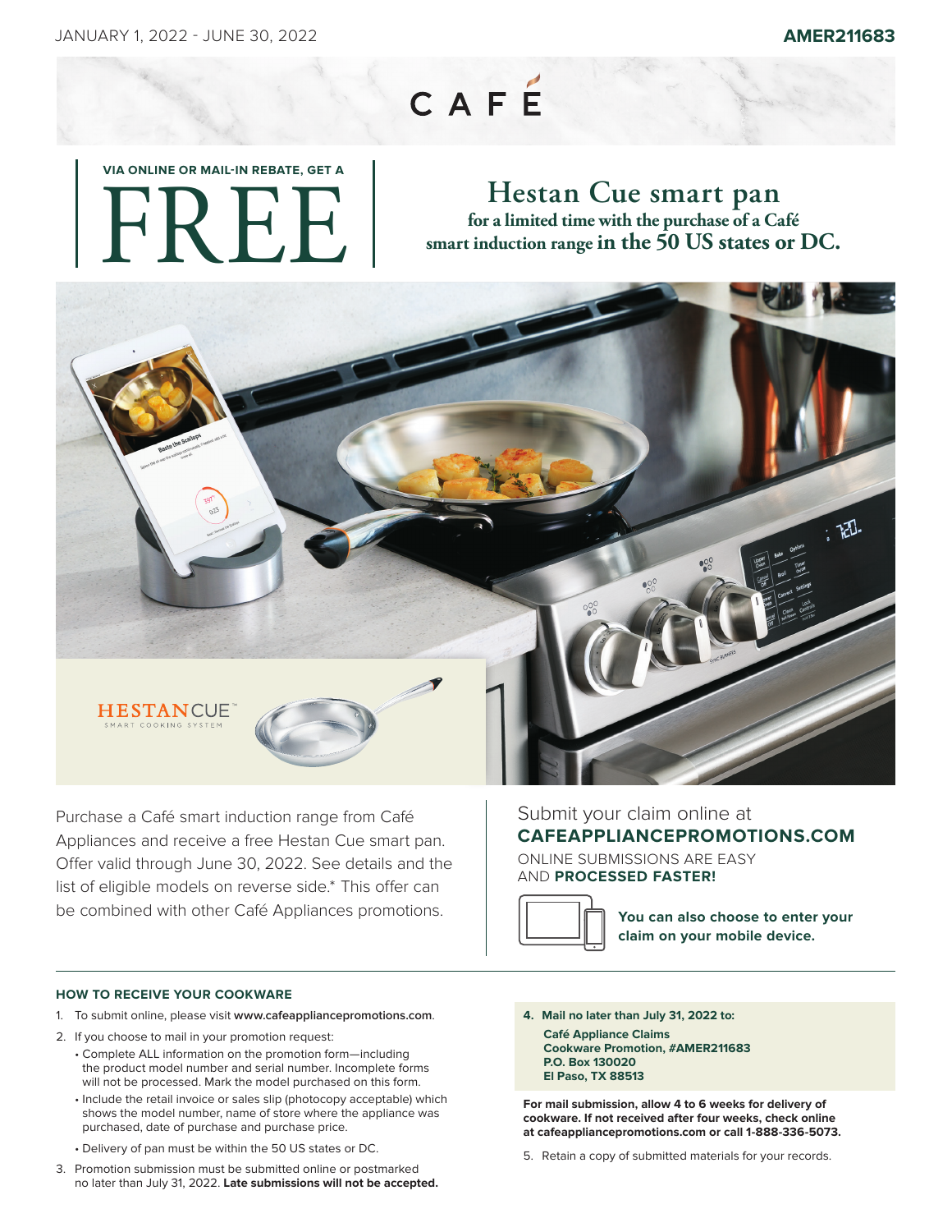JANUARY 1, 2022 - JUNE 30, 2022

**AMER211683**

# CAFÉ

VIA ONLINE OR MAIL-IN REBATE, GET A

# FREE

## Hestan Cue smart pan

for a limited time with the purchase of a Café smart induction range **in the 50 US states or DC.**

HESTANCUE™
SMART COOKING SYSTEM

Purchase a Café smart induction range from Café Appliances and receive a free Hestan Cue smart pan. Offer valid through June 30, 2022. See details and the list of eligible models on reverse side.* This offer can be combined with other Café Appliances promotions.

Submit your claim online at
**CAFEAPPLIANCEPROMOTIONS.COM**

ONLINE SUBMISSIONS ARE EASY AND **PROCESSED FASTER!**

**You can also choose to enter your claim on your mobile device.**

### HOW TO RECEIVE YOUR COOKWARE

1. To submit online, please visit **www.cafeappliancepromotions.com**.
2. If you choose to mail in your promotion request:
   - Complete ALL information on the promotion form—including the product model number and serial number. Incomplete forms will not be processed. Mark the model purchased on this form.
   - Include the retail invoice or sales slip (photocopy acceptable) which shows the model number, name of store where the appliance was purchased, date of purchase and purchase price.
   - Delivery of pan must be within the 50 US states or DC.
3. Promotion submission must be submitted online or postmarked no later than July 31, 2022. **Late submissions will not be accepted.**
4. **Mail no later than July 31, 2022 to:**

   **Café Appliance Claims**
   **Cookware Promotion, #AMER211683**
   **P.O. Box 130020**
   **El Paso, TX 88513**

**For mail submission, allow 4 to 6 weeks for delivery of cookware. If not received after four weeks, check online at cafeappliancepromotions.com or call 1-888-336-5073.**

5. Retain a copy of submitted materials for your records.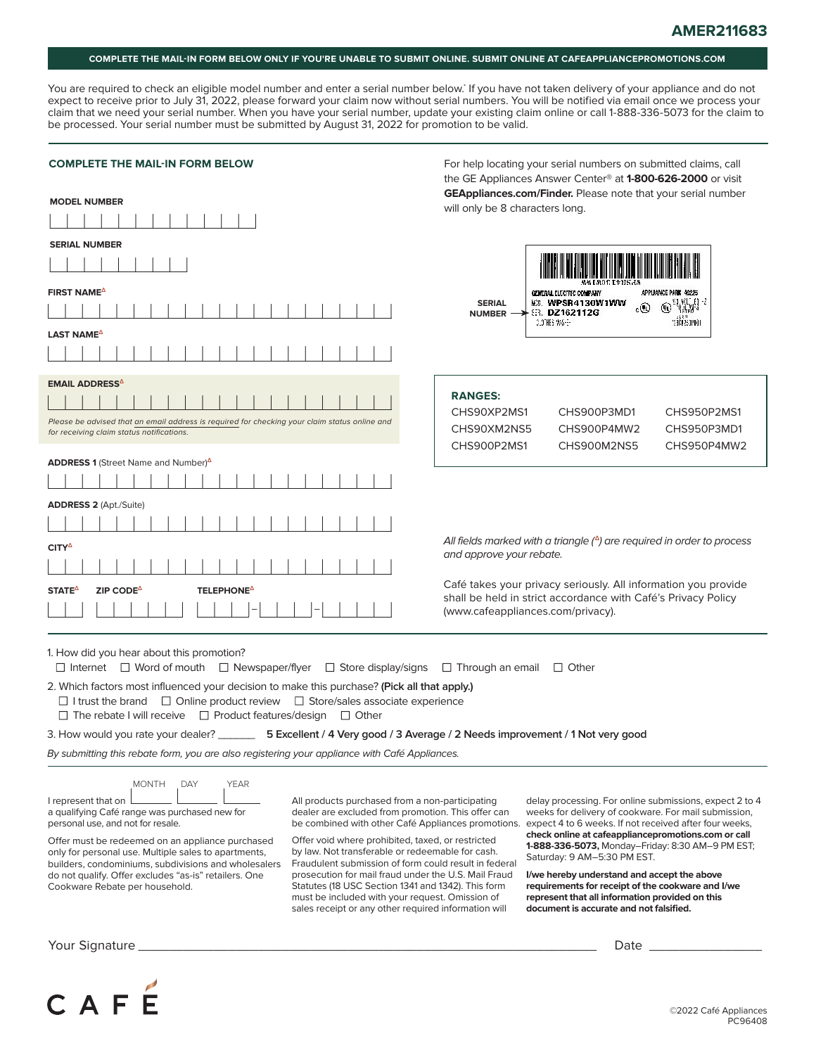AMER211683

**COMPLETE THE MAIL-IN FORM BELOW ONLY IF YOU'RE UNABLE TO SUBMIT ONLINE. SUBMIT ONLINE AT CAFEAPPLIANCEPROMOTIONS.COM**

You are required to check an eligible model number and enter a serial number below.* If you have not taken delivery of your appliance and do not expect to receive prior to July 31, 2022, please forward your claim now without serial numbers. You will be notified via email once we process your claim that we need your serial number. When you have your serial number, update your existing claim online or call 1-888-336-5073 for the claim to be processed. Your serial number must be submitted by August 31, 2022 for promotion to be valid.

## COMPLETE THE MAIL-IN FORM BELOW

For help locating your serial numbers on submitted claims, call the GE Appliances Answer Center® at **1-800-626-2000** or visit **GEAppliances.com/Finder.** Please note that your serial number will only be 8 characters long.

**MODEL NUMBER**

**SERIAL NUMBER**

SERIAL NUMBER → GENERAL ELECTRIC COMPANY APPLIANCE PARK 40225 MOD. WPSR4130W1WW SER. DZ162112G

**FIRST NAME**△

**LAST NAME**△

**EMAIL ADDRESS**△

*Please be advised that an email address is required for checking your claim status online and for receiving claim status notifications.*

**ADDRESS 1** (Street Name and Number)△

**ADDRESS 2** (Apt./Suite)

**CITY**△

**STATE**△ **ZIP CODE**△ **TELEPHONE**△

**RANGES:**

| | | |
|---|---|---|
| CHS90XP2MS1 | CHS900P3MD1 | CHS950P2MS1 |
| CHS90XM2NS5 | CHS900P4MW2 | CHS950P3MD1 |
| CHS900P2MS1 | CHS900M2NS5 | CHS950P4MW2 |

*All fields marked with a triangle (△) are required in order to process and approve your rebate.*

Café takes your privacy seriously. All information you provide shall be held in strict accordance with Café's Privacy Policy (www.cafeappliances.com/privacy).

1. How did you hear about this promotion?
   ☐ Internet ☐ Word of mouth ☐ Newspaper/flyer ☐ Store display/signs ☐ Through an email ☐ Other
2. Which factors most influenced your decision to make this purchase? **(Pick all that apply.)**
   ☐ I trust the brand ☐ Online product review ☐ Store/sales associate experience
   ☐ The rebate I will receive ☐ Product features/design ☐ Other
3. How would you rate your dealer? ______ **5 Excellent / 4 Very good / 3 Average / 2 Needs improvement / 1 Not very good**

*By submitting this rebate form, you are also registering your appliance with Café Appliances.*

I represent that on ______ (MONTH) ______ (DAY) ______ (YEAR) a qualifying Café range was purchased new for personal use, and not for resale.

Offer must be redeemed on an appliance purchased only for personal use. Multiple sales to apartments, builders, condominiums, subdivisions and wholesalers do not qualify. Offer excludes "as-is" retailers. One Cookware Rebate per household.

All products purchased from a non-participating dealer are excluded from promotion. This offer can be combined with other Café Appliances promotions.

Offer void where prohibited, taxed, or restricted by law. Not transferable or redeemable for cash. Fraudulent submission of form could result in federal prosecution for mail fraud under the U.S. Mail Fraud Statutes (18 USC Section 1341 and 1342). This form must be included with your request. Omission of sales receipt or any other required information will delay processing. For online submissions, expect 2 to 4 weeks for delivery of cookware. For mail submission, expect 4 to 6 weeks. If not received after four weeks, **check online at cafeappliancepromotions.com or call 1-888-336-5073,** Monday–Friday: 8:30 AM–9 PM EST; Saturday: 9 AM–5:30 PM EST.

**I/we hereby understand and accept the above requirements for receipt of the cookware and I/we represent that all information provided on this document is accurate and not falsified.**

Your Signature ______________________________ Date ______________

CAFÉ

©2022 Café Appliances
PC96408